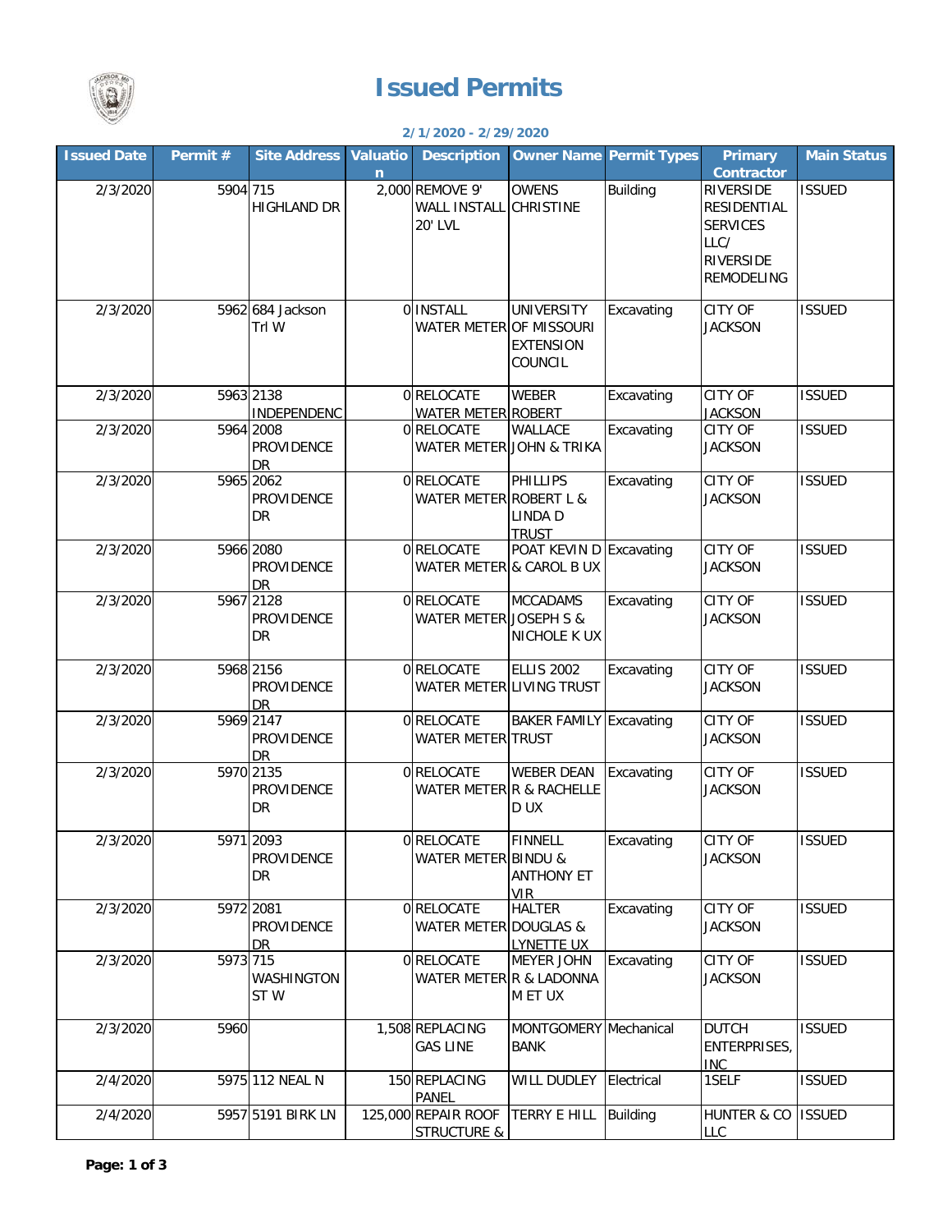# Issued Permits

**2/1/2020 - 2/29/2020**

| Issued Date | Permit # | Site Address | Valuation | Description | Owner Name | Permit Types | Primary Contractor | Main Status |
|---|---|---|---|---|---|---|---|---|
| 2/3/2020 | 5904 | 715 HIGHLAND DR | 2,000 | REMOVE 9' WALL INSTALL 20' LVL | OWENS CHRISTINE | Building | RIVERSIDE RESIDENTIAL SERVICES LLC/ RIVERSIDE REMODELING | ISSUED |
| 2/3/2020 | 5962 | 684 Jackson Trl W | 0 | INSTALL WATER METER | UNIVERSITY OF MISSOURI EXTENSION COUNCIL | Excavating | CITY OF JACKSON | ISSUED |
| 2/3/2020 | 5963 | 2138 INDEPENDENC | 0 | RELOCATE WATER METER | WEBER ROBERT | Excavating | CITY OF JACKSON | ISSUED |
| 2/3/2020 | 5964 | 2008 PROVIDENCE DR | 0 | RELOCATE WATER METER | WALLACE JOHN & TRIKA | Excavating | CITY OF JACKSON | ISSUED |
| 2/3/2020 | 5965 | 2062 PROVIDENCE DR | 0 | RELOCATE WATER METER | PHILLIPS ROBERT L & LINDA D TRUST | Excavating | CITY OF JACKSON | ISSUED |
| 2/3/2020 | 5966 | 2080 PROVIDENCE DR | 0 | RELOCATE WATER METER | POAT KEVIN D & CAROL B UX | Excavating | CITY OF JACKSON | ISSUED |
| 2/3/2020 | 5967 | 2128 PROVIDENCE DR | 0 | RELOCATE WATER METER | MCCADAMS JOSEPH S & NICHOLE K UX | Excavating | CITY OF JACKSON | ISSUED |
| 2/3/2020 | 5968 | 2156 PROVIDENCE DR | 0 | RELOCATE WATER METER | ELLIS 2002 LIVING TRUST | Excavating | CITY OF JACKSON | ISSUED |
| 2/3/2020 | 5969 | 2147 PROVIDENCE DR | 0 | RELOCATE WATER METER | BAKER FAMILY TRUST | Excavating | CITY OF JACKSON | ISSUED |
| 2/3/2020 | 5970 | 2135 PROVIDENCE DR | 0 | RELOCATE WATER METER | WEBER DEAN R & RACHELLE D UX | Excavating | CITY OF JACKSON | ISSUED |
| 2/3/2020 | 5971 | 2093 PROVIDENCE DR | 0 | RELOCATE WATER METER | FINNELL BINDU & ANTHONY ET VIR | Excavating | CITY OF JACKSON | ISSUED |
| 2/3/2020 | 5972 | 2081 PROVIDENCE DR | 0 | RELOCATE WATER METER | HALTER DOUGLAS & LYNETTE UX | Excavating | CITY OF JACKSON | ISSUED |
| 2/3/2020 | 5973 | 715 WASHINGTON ST W | 0 | RELOCATE WATER METER | MEYER JOHN R & LADONNA M ET UX | Excavating | CITY OF JACKSON | ISSUED |
| 2/3/2020 | 5960 | | 1,508 | REPLACING GAS LINE | MONTGOMERY BANK | Mechanical | DUTCH ENTERPRISES, INC | ISSUED |
| 2/4/2020 | 5975 | 112 NEAL N | 150 | REPLACING PANEL | WILL DUDLEY | Electrical | 1SELF | ISSUED |
| 2/4/2020 | 5957 | 5191 BIRK LN | 125,000 | REPAIR ROOF STRUCTURE & | TERRY E HILL | Building | HUNTER & CO LLC | ISSUED |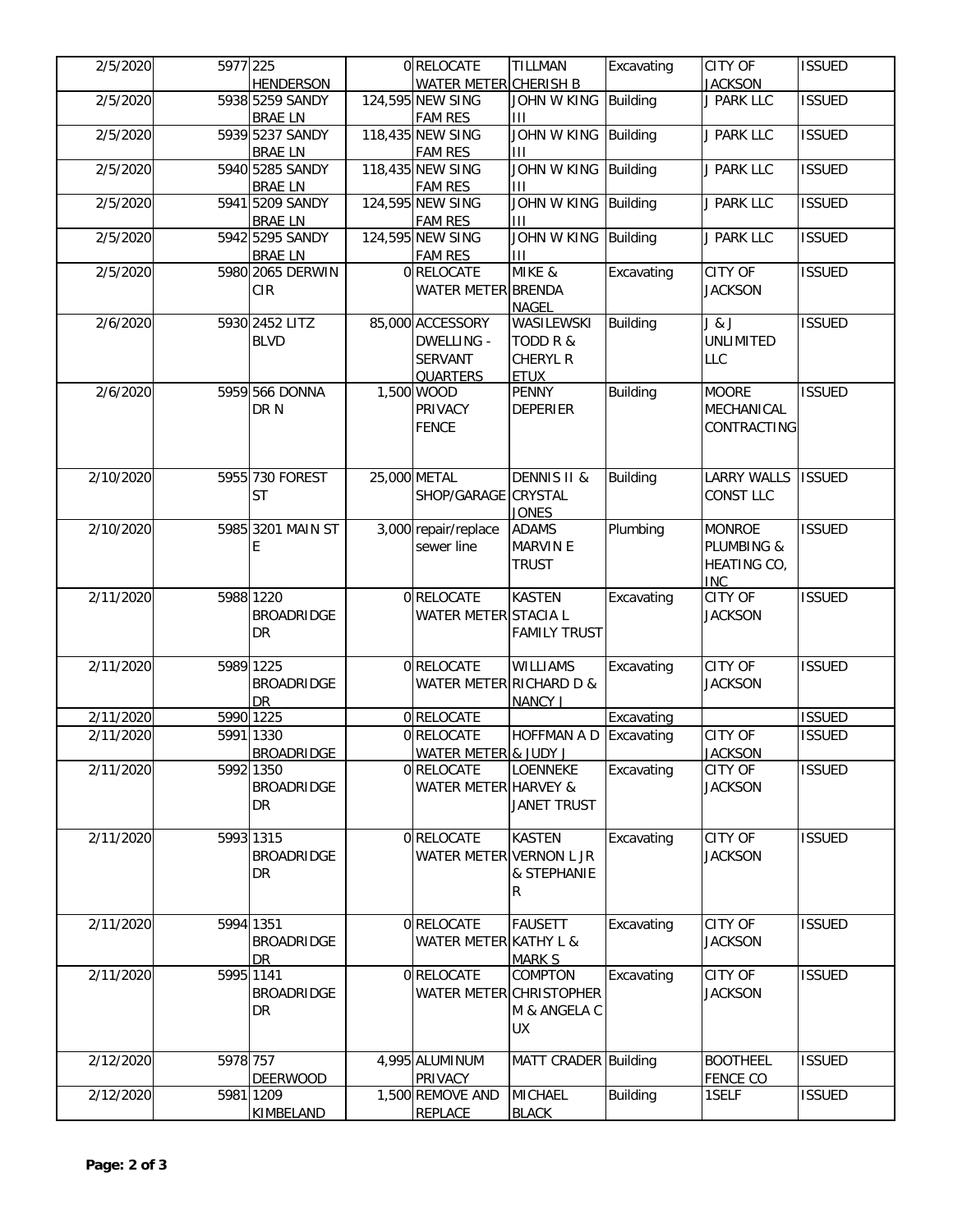| | | | | | | | | |
|---|---|---|---|---|---|---|---|---|
| 2/5/2020 | 5977 | 225 HENDERSON | 0 | RELOCATE WATER METER | TILLMAN CHERISH B | Excavating | CITY OF JACKSON | ISSUED |
| 2/5/2020 | 5938 | 5259 SANDY BRAE LN | 124,595 | NEW SING FAM RES | JOHN W KING III | Building | J PARK LLC | ISSUED |
| 2/5/2020 | 5939 | 5237 SANDY BRAE LN | 118,435 | NEW SING FAM RES | JOHN W KING III | Building | J PARK LLC | ISSUED |
| 2/5/2020 | 5940 | 5285 SANDY BRAE LN | 118,435 | NEW SING FAM RES | JOHN W KING III | Building | J PARK LLC | ISSUED |
| 2/5/2020 | 5941 | 5209 SANDY BRAE LN | 124,595 | NEW SING FAM RES | JOHN W KING III | Building | J PARK LLC | ISSUED |
| 2/5/2020 | 5942 | 5295 SANDY BRAE LN | 124,595 | NEW SING FAM RES | JOHN W KING III | Building | J PARK LLC | ISSUED |
| 2/5/2020 | 5980 | 2065 DERWIN CIR | 0 | RELOCATE WATER METER | MIKE & BRENDA NAGEL | Excavating | CITY OF JACKSON | ISSUED |
| 2/6/2020 | 5930 | 2452 LITZ BLVD | 85,000 | ACCESSORY DWELLING - SERVANT QUARTERS | WASILEWSKI TODD R & CHERYL R ETUX | Building | J & J UNLIMITED LLC | ISSUED |
| 2/6/2020 | 5959 | 566 DONNA DR N | 1,500 | WOOD PRIVACY FENCE | PENNY DEPERIER | Building | MOORE MECHANICAL CONTRACTING | ISSUED |
| 2/10/2020 | 5955 | 730 FOREST ST | 25,000 | METAL SHOP/GARAGE | DENNIS II & CRYSTAL JONES | Building | LARRY WALLS CONST LLC | ISSUED |
| 2/10/2020 | 5985 | 3201 MAIN ST E | 3,000 | repair/replace sewer line | ADAMS MARVIN E TRUST | Plumbing | MONROE PLUMBING & HEATING CO, INC | ISSUED |
| 2/11/2020 | 5988 | 1220 BROADRIDGE DR | 0 | RELOCATE WATER METER | KASTEN STACIA L FAMILY TRUST | Excavating | CITY OF JACKSON | ISSUED |
| 2/11/2020 | 5989 | 1225 BROADRIDGE DR | 0 | RELOCATE WATER METER | WILLIAMS RICHARD D & NANCY J | Excavating | CITY OF JACKSON | ISSUED |
| 2/11/2020 | 5990 | 1225 | 0 | RELOCATE | | Excavating | | ISSUED |
| 2/11/2020 | 5991 | 1330 BROADRIDGE | 0 | RELOCATE WATER METER | HOFFMAN A D & JUDY J | Excavating | CITY OF JACKSON | ISSUED |
| 2/11/2020 | 5992 | 1350 BROADRIDGE DR | 0 | RELOCATE WATER METER | LOENNEKE HARVEY & JANET TRUST | Excavating | CITY OF JACKSON | ISSUED |
| 2/11/2020 | 5993 | 1315 BROADRIDGE DR | 0 | RELOCATE WATER METER | KASTEN VERNON L JR & STEPHANIE R | Excavating | CITY OF JACKSON | ISSUED |
| 2/11/2020 | 5994 | 1351 BROADRIDGE DR | 0 | RELOCATE WATER METER | FAUSETT KATHY L & MARK S | Excavating | CITY OF JACKSON | ISSUED |
| 2/11/2020 | 5995 | 1141 BROADRIDGE DR | 0 | RELOCATE WATER METER | COMPTON CHRISTOPHER M & ANGELA C UX | Excavating | CITY OF JACKSON | ISSUED |
| 2/12/2020 | 5978 | 757 DEERWOOD | 4,995 | ALUMINUM PRIVACY | MATT CRADER | Building | BOOTHEEL FENCE CO | ISSUED |
| 2/12/2020 | 5981 | 1209 KIMBELAND | 1,500 | REMOVE AND REPLACE | MICHAEL BLACK | Building | 1SELF | ISSUED |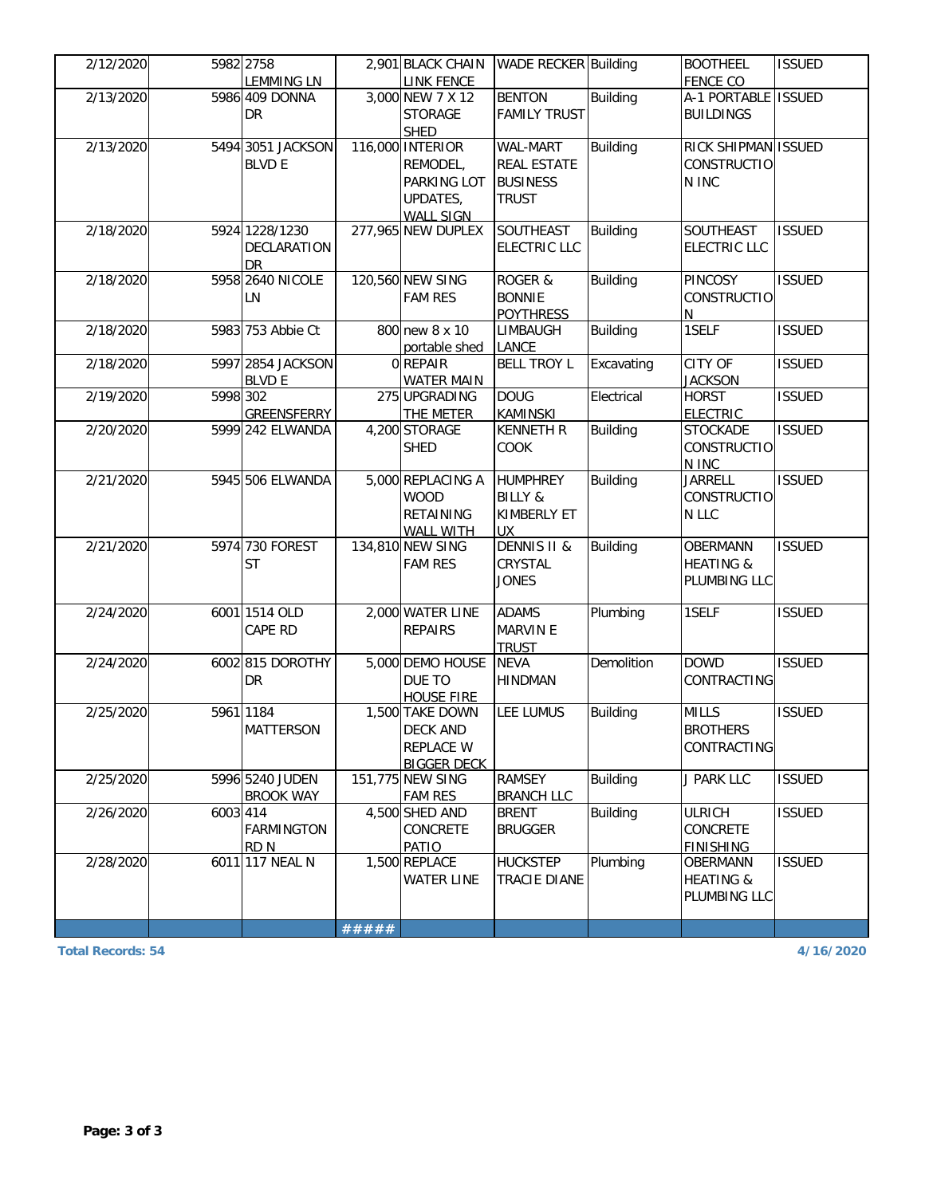| | | | | | | | | |
|---|---|---|---|---|---|---|---|---|
| 2/12/2020 | 5982 | 2758 LEMMING LN | 2,901 | BLACK CHAIN LINK FENCE | WADE RECKER | Building | BOOTHEEL FENCE CO | ISSUED |
| 2/13/2020 | 5986 | 409 DONNA DR | 3,000 | NEW 7 X 12 STORAGE SHED | BENTON FAMILY TRUST | Building | A-1 PORTABLE BUILDINGS | ISSUED |
| 2/13/2020 | 5494 | 3051 JACKSON BLVD E | 116,000 | INTERIOR REMODEL, PARKING LOT UPDATES, WALL SIGN | WAL-MART REAL ESTATE BUSINESS TRUST | Building | RICK SHIPMAN CONSTRUCTION INC | ISSUED |
| 2/18/2020 | 5924 | 1228/1230 DECLARATION DR | 277,965 | NEW DUPLEX | SOUTHEAST ELECTRIC LLC | Building | SOUTHEAST ELECTRIC LLC | ISSUED |
| 2/18/2020 | 5958 | 2640 NICOLE LN | 120,560 | NEW SING FAM RES | ROGER & BONNIE POYTHRESS | Building | PINCOSY CONSTRUCTION | ISSUED |
| 2/18/2020 | 5983 | 753 Abbie Ct | 800 | new 8 x 10 portable shed | LIMBAUGH LANCE | Building | 1SELF | ISSUED |
| 2/18/2020 | 5997 | 2854 JACKSON BLVD E | 0 | REPAIR WATER MAIN | BELL TROY L | Excavating | CITY OF JACKSON | ISSUED |
| 2/19/2020 | 5998 | 302 GREENSFERRY | 275 | UPGRADING THE METER | DOUG KAMINSKI | Electrical | HORST ELECTRIC | ISSUED |
| 2/20/2020 | 5999 | 242 ELWANDA | 4,200 | STORAGE SHED | KENNETH R COOK | Building | STOCKADE CONSTRUCTION INC | ISSUED |
| 2/21/2020 | 5945 | 506 ELWANDA | 5,000 | REPLACING A WOOD RETAINING WALL WITH | HUMPHREY BILLY & KIMBERLY ET UX | Building | JARRELL CONSTRUCTION LLC | ISSUED |
| 2/21/2020 | 5974 | 730 FOREST ST | 134,810 | NEW SING FAM RES | DENNIS II & CRYSTAL JONES | Building | OBERMANN HEATING & PLUMBING LLC | ISSUED |
| 2/24/2020 | 6001 | 1514 OLD CAPE RD | 2,000 | WATER LINE REPAIRS | ADAMS MARVIN E TRUST | Plumbing | 1SELF | ISSUED |
| 2/24/2020 | 6002 | 815 DOROTHY DR | 5,000 | DEMO HOUSE DUE TO HOUSE FIRE | NEVA HINDMAN | Demolition | DOWD CONTRACTING | ISSUED |
| 2/25/2020 | 5961 | 1184 MATTERSON | 1,500 | TAKE DOWN DECK AND REPLACE W BIGGER DECK | LEE LUMUS | Building | MILLS BROTHERS CONTRACTING | ISSUED |
| 2/25/2020 | 5996 | 5240 JUDEN BROOK WAY | 151,775 | NEW SING FAM RES | RAMSEY BRANCH LLC | Building | J PARK LLC | ISSUED |
| 2/26/2020 | 6003 | 414 FARMINGTON RD N | 4,500 | SHED AND CONCRETE PATIO | BRENT BRUGGER | Building | ULRICH CONCRETE FINISHING | ISSUED |
| 2/28/2020 | 6011 | 117 NEAL N | 1,500 | REPLACE WATER LINE | HUCKSTEP TRACIE DIANE | Plumbing | OBERMANN HEATING & PLUMBING LLC | ISSUED |
| | | | ##### | | | | | |

**Total Records: 54**

**4/16/2020**